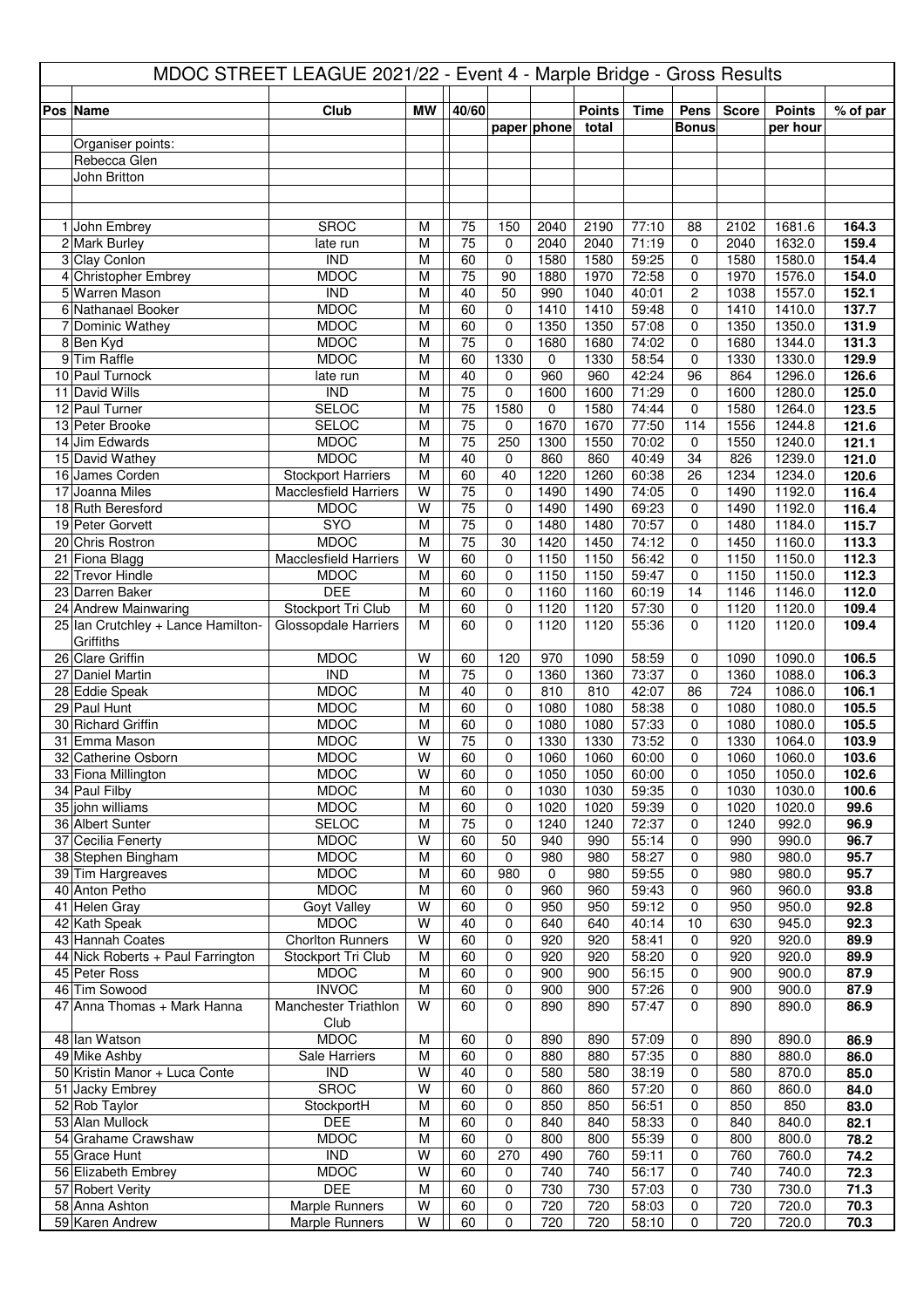# MDOC STREET LEAGUE 2021/22 - Event 4 - Marple Bridge - Gross Results

| Pos | Name | Club | MW | 40/60 | paper | phone | Points total | Time | Pens Bonus | Score | Points per hour | % of par |
|---|---|---|---|---|---|---|---|---|---|---|---|---|
| | Organiser points: | | | | | | | | | | | |
| | Rebecca Glen | | | | | | | | | | | |
| | John Britton | | | | | | | | | | | |
| 1 | John Embrey | SROC | M | 75 | 150 | 2040 | 2190 | 77:10 | 88 | 2102 | 1681.6 | 164.3 |
| 2 | Mark Burley | late run | M | 75 | 0 | 2040 | 2040 | 71:19 | 0 | 2040 | 1632.0 | 159.4 |
| 3 | Clay Conlon | IND | M | 60 | 0 | 1580 | 1580 | 59:25 | 0 | 1580 | 1580.0 | 154.4 |
| 4 | Christopher Embrey | MDOC | M | 75 | 90 | 1880 | 1970 | 72:58 | 0 | 1970 | 1576.0 | 154.0 |
| 5 | Warren Mason | IND | M | 40 | 50 | 990 | 1040 | 40:01 | 2 | 1038 | 1557.0 | 152.1 |
| 6 | Nathanael Booker | MDOC | M | 60 | 0 | 1410 | 1410 | 59:48 | 0 | 1410 | 1410.0 | 137.7 |
| 7 | Dominic Wathey | MDOC | M | 60 | 0 | 1350 | 1350 | 57:08 | 0 | 1350 | 1350.0 | 131.9 |
| 8 | Ben Kyd | MDOC | M | 75 | 0 | 1680 | 1680 | 74:02 | 0 | 1680 | 1344.0 | 131.3 |
| 9 | Tim Raffle | MDOC | M | 60 | 1330 | 0 | 1330 | 58:54 | 0 | 1330 | 1330.0 | 129.9 |
| 10 | Paul Turnock | late run | M | 40 | 0 | 960 | 960 | 42:24 | 96 | 864 | 1296.0 | 126.6 |
| 11 | David Wills | IND | M | 75 | 0 | 1600 | 1600 | 71:29 | 0 | 1600 | 1280.0 | 125.0 |
| 12 | Paul Turner | SELOC | M | 75 | 1580 | 0 | 1580 | 74:44 | 0 | 1580 | 1264.0 | 123.5 |
| 13 | Peter Brooke | SELOC | M | 75 | 0 | 1670 | 1670 | 77:50 | 114 | 1556 | 1244.8 | 121.6 |
| 14 | Jim Edwards | MDOC | M | 75 | 250 | 1300 | 1550 | 70:02 | 0 | 1550 | 1240.0 | 121.1 |
| 15 | David Wathey | MDOC | M | 40 | 0 | 860 | 860 | 40:49 | 34 | 826 | 1239.0 | 121.0 |
| 16 | James Corden | Stockport Harriers | M | 60 | 40 | 1220 | 1260 | 60:38 | 26 | 1234 | 1234.0 | 120.6 |
| 17 | Joanna Miles | Macclesfield Harriers | W | 75 | 0 | 1490 | 1490 | 74:05 | 0 | 1490 | 1192.0 | 116.4 |
| 18 | Ruth Beresford | MDOC | W | 75 | 0 | 1490 | 1490 | 69:23 | 0 | 1490 | 1192.0 | 116.4 |
| 19 | Peter Gorvett | SYO | M | 75 | 0 | 1480 | 1480 | 70:57 | 0 | 1480 | 1184.0 | 115.7 |
| 20 | Chris Rostron | MDOC | M | 75 | 30 | 1420 | 1450 | 74:12 | 0 | 1450 | 1160.0 | 113.3 |
| 21 | Fiona Blagg | Macclesfield Harriers | W | 60 | 0 | 1150 | 1150 | 56:42 | 0 | 1150 | 1150.0 | 112.3 |
| 22 | Trevor Hindle | MDOC | M | 60 | 0 | 1150 | 1150 | 59:47 | 0 | 1150 | 1150.0 | 112.3 |
| 23 | Darren Baker | DEE | M | 60 | 0 | 1160 | 1160 | 60:19 | 14 | 1146 | 1146.0 | 112.0 |
| 24 | Andrew Mainwaring | Stockport Tri Club | M | 60 | 0 | 1120 | 1120 | 57:30 | 0 | 1120 | 1120.0 | 109.4 |
| 25 | Ian Crutchley + Lance Hamilton-Griffiths | Glossopdale Harriers | M | 60 | 0 | 1120 | 1120 | 55:36 | 0 | 1120 | 1120.0 | 109.4 |
| 26 | Clare Griffin | MDOC | W | 60 | 120 | 970 | 1090 | 58:59 | 0 | 1090 | 1090.0 | 106.5 |
| 27 | Daniel Martin | IND | M | 75 | 0 | 1360 | 1360 | 73:37 | 0 | 1360 | 1088.0 | 106.3 |
| 28 | Eddie Speak | MDOC | M | 40 | 0 | 810 | 810 | 42:07 | 86 | 724 | 1086.0 | 106.1 |
| 29 | Paul Hunt | MDOC | M | 60 | 0 | 1080 | 1080 | 58:38 | 0 | 1080 | 1080.0 | 105.5 |
| 30 | Richard Griffin | MDOC | M | 60 | 0 | 1080 | 1080 | 57:33 | 0 | 1080 | 1080.0 | 105.5 |
| 31 | Emma Mason | MDOC | W | 75 | 0 | 1330 | 1330 | 73:52 | 0 | 1330 | 1064.0 | 103.9 |
| 32 | Catherine Osborn | MDOC | W | 60 | 0 | 1060 | 1060 | 60:00 | 0 | 1060 | 1060.0 | 103.6 |
| 33 | Fiona Millington | MDOC | W | 60 | 0 | 1050 | 1050 | 60:00 | 0 | 1050 | 1050.0 | 102.6 |
| 34 | Paul Filby | MDOC | M | 60 | 0 | 1030 | 1030 | 59:35 | 0 | 1030 | 1030.0 | 100.6 |
| 35 | john williams | MDOC | M | 60 | 0 | 1020 | 1020 | 59:39 | 0 | 1020 | 1020.0 | 99.6 |
| 36 | Albert Sunter | SELOC | M | 75 | 0 | 1240 | 1240 | 72:37 | 0 | 1240 | 992.0 | 96.9 |
| 37 | Cecilia Fenerty | MDOC | W | 60 | 50 | 940 | 990 | 55:14 | 0 | 990 | 990.0 | 96.7 |
| 38 | Stephen Bingham | MDOC | M | 60 | 0 | 980 | 980 | 58:27 | 0 | 980 | 980.0 | 95.7 |
| 39 | Tim Hargreaves | MDOC | M | 60 | 980 | 0 | 980 | 59:55 | 0 | 980 | 980.0 | 95.7 |
| 40 | Anton Petho | MDOC | M | 60 | 0 | 960 | 960 | 59:43 | 0 | 960 | 960.0 | 93.8 |
| 41 | Helen Gray | Goyt Valley | W | 60 | 0 | 950 | 950 | 59:12 | 0 | 950 | 950.0 | 92.8 |
| 42 | Kath Speak | MDOC | W | 40 | 0 | 640 | 640 | 40:14 | 10 | 630 | 945.0 | 92.3 |
| 43 | Hannah Coates | Chorlton Runners | W | 60 | 0 | 920 | 920 | 58:41 | 0 | 920 | 920.0 | 89.9 |
| 44 | Nick Roberts + Paul Farrington | Stockport Tri Club | M | 60 | 0 | 920 | 920 | 58:20 | 0 | 920 | 920.0 | 89.9 |
| 45 | Peter Ross | MDOC | M | 60 | 0 | 900 | 900 | 56:15 | 0 | 900 | 900.0 | 87.9 |
| 46 | Tim Sowood | INVOC | M | 60 | 0 | 900 | 900 | 57:26 | 0 | 900 | 900.0 | 87.9 |
| 47 | Anna Thomas + Mark Hanna | Manchester Triathlon Club | W | 60 | 0 | 890 | 890 | 57:47 | 0 | 890 | 890.0 | 86.9 |
| 48 | Ian Watson | MDOC | M | 60 | 0 | 890 | 890 | 57:09 | 0 | 890 | 890.0 | 86.9 |
| 49 | Mike Ashby | Sale Harriers | M | 60 | 0 | 880 | 880 | 57:35 | 0 | 880 | 880.0 | 86.0 |
| 50 | Kristin Manor + Luca Conte | IND | W | 40 | 0 | 580 | 580 | 38:19 | 0 | 580 | 870.0 | 85.0 |
| 51 | Jacky Embrey | SROC | W | 60 | 0 | 860 | 860 | 57:20 | 0 | 860 | 860.0 | 84.0 |
| 52 | Rob Taylor | StockportH | M | 60 | 0 | 850 | 850 | 56:51 | 0 | 850 | 850 | 83.0 |
| 53 | Alan Mullock | DEE | M | 60 | 0 | 840 | 840 | 58:33 | 0 | 840 | 840.0 | 82.1 |
| 54 | Grahame Crawshaw | MDOC | M | 60 | 0 | 800 | 800 | 55:39 | 0 | 800 | 800.0 | 78.2 |
| 55 | Grace Hunt | IND | W | 60 | 270 | 490 | 760 | 59:11 | 0 | 760 | 760.0 | 74.2 |
| 56 | Elizabeth Embrey | MDOC | W | 60 | 0 | 740 | 740 | 56:17 | 0 | 740 | 740.0 | 72.3 |
| 57 | Robert Verity | DEE | M | 60 | 0 | 730 | 730 | 57:03 | 0 | 730 | 730.0 | 71.3 |
| 58 | Anna Ashton | Marple Runners | W | 60 | 0 | 720 | 720 | 58:03 | 0 | 720 | 720.0 | 70.3 |
| 59 | Karen Andrew | Marple Runners | W | 60 | 0 | 720 | 720 | 58:10 | 0 | 720 | 720.0 | 70.3 |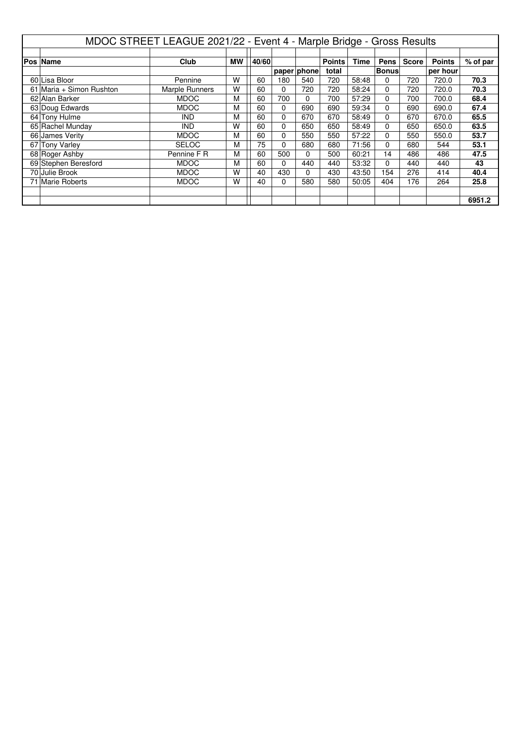# MDOC STREET LEAGUE 2021/22 - Event 4 - Marple Bridge - Gross Results

| Pos | Name | Club | MW | 40/60 | | | Points | Time | Pens | Score | Points | % of par |
|---|---|---|---|---|---|---|---|---|---|---|---|---|
| | | | | | paper | phone | total | | Bonus | | per hour | |
| 60 | Lisa Bloor | Pennine | W | 60 | 180 | 540 | 720 | 58:48 | 0 | 720 | 720.0 | **70.3** |
| 61 | Maria + Simon Rushton | Marple Runners | W | 60 | 0 | 720 | 720 | 58:24 | 0 | 720 | 720.0 | **70.3** |
| 62 | Alan Barker | MDOC | M | 60 | 700 | 0 | 700 | 57:29 | 0 | 700 | 700.0 | **68.4** |
| 63 | Doug Edwards | MDOC | M | 60 | 0 | 690 | 690 | 59:34 | 0 | 690 | 690.0 | **67.4** |
| 64 | Tony Hulme | IND | M | 60 | 0 | 670 | 670 | 58:49 | 0 | 670 | 670.0 | **65.5** |
| 65 | Rachel Munday | IND | W | 60 | 0 | 650 | 650 | 58:49 | 0 | 650 | 650.0 | **63.5** |
| 66 | James Verity | MDOC | M | 60 | 0 | 550 | 550 | 57:22 | 0 | 550 | 550.0 | **53.7** |
| 67 | Tony Varley | SELOC | M | 75 | 0 | 680 | 680 | 71:56 | 0 | 680 | 544 | **53.1** |
| 68 | Roger Ashby | Pennine F R | M | 60 | 500 | 0 | 500 | 60:21 | 14 | 486 | 486 | **47.5** |
| 69 | Stephen Beresford | MDOC | M | 60 | 0 | 440 | 440 | 53:32 | 0 | 440 | 440 | **43** |
| 70 | Julie Brook | MDOC | W | 40 | 430 | 0 | 430 | 43:50 | 154 | 276 | 414 | **40.4** |
| 71 | Marie Roberts | MDOC | W | 40 | 0 | 580 | 580 | 50:05 | 404 | 176 | 264 | **25.8** |
| | | | | | | | | | | | | |
| | | | | | | | | | | | | **6951.2** |